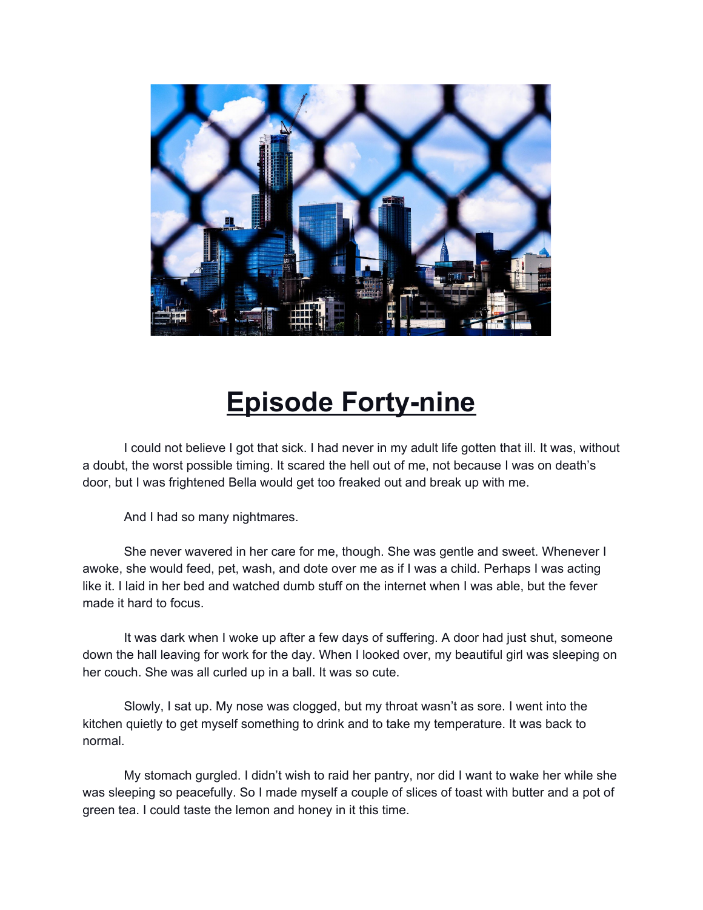# Episode Forty-nine

I could not believe I got that sick. I had never in my adult life gotten that ill. It was, without a doubt, the worst possible timing. It scared the hell out of me, not because I was on death's door, but I was frightened Bella would get too freaked out and break up with me.

And I had so many nightmares.

She never wavered in her care for me, though. She was gentle and sweet. Whenever I awoke, she would feed, pet, wash, and dote over me as if I was a child. Perhaps I was acting like it. I laid in her bed and watched dumb stuff on the internet when I was able, but the fever made it hard to focus.

It was dark when I woke up after a few days of suffering. A door had just shut, someone down the hall leaving for work for the day. When I looked over, my beautiful girl was sleeping on her couch. She was all curled up in a ball. It was so cute.

Slowly, I sat up. My nose was clogged, but my throat wasn't as sore. I went into the kitchen quietly to get myself something to drink and to take my temperature. It was back to normal.

My stomach gurgled. I didn't wish to raid her pantry, nor did I want to wake her while she was sleeping so peacefully. So I made myself a couple of slices of toast with butter and a pot of green tea. I could taste the lemon and honey in it this time.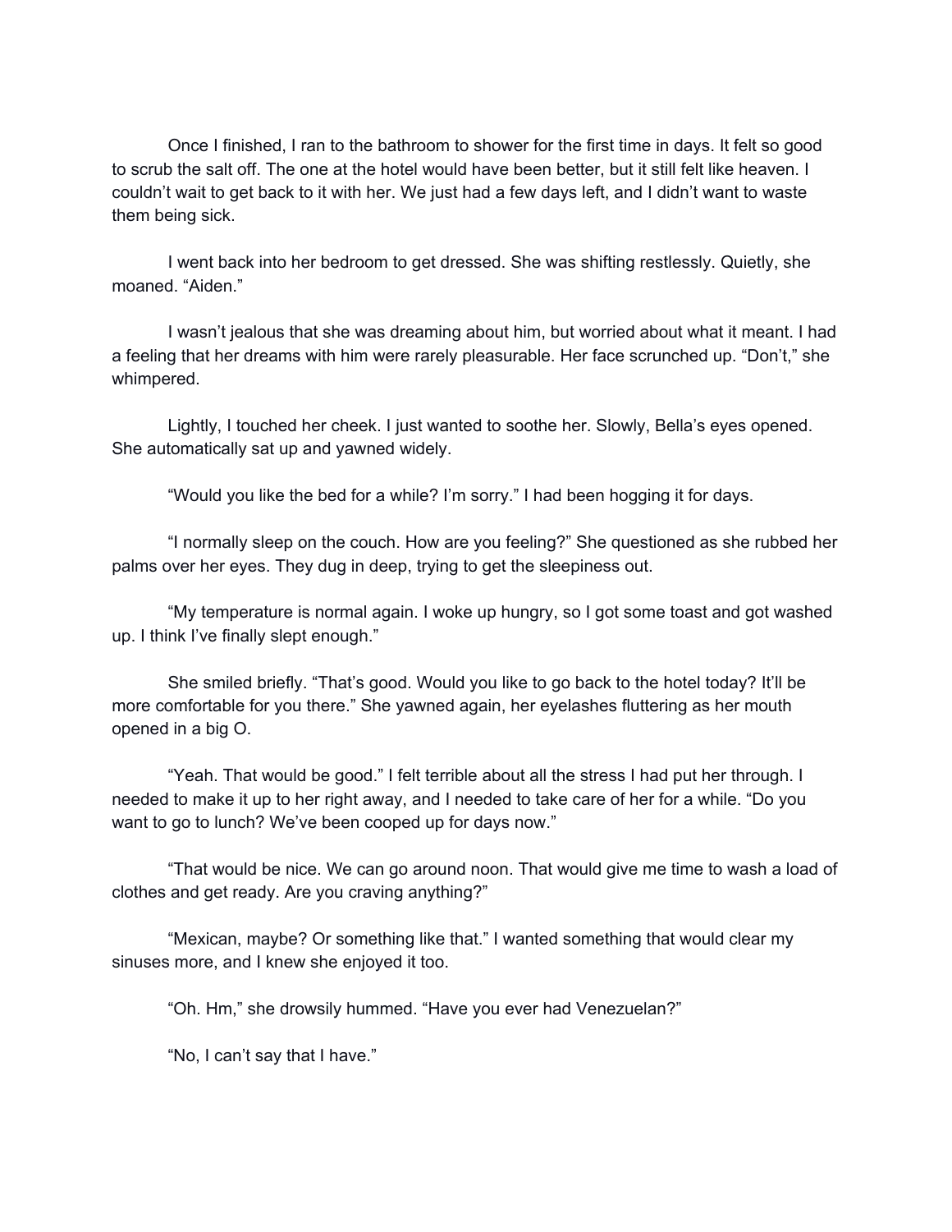Once I finished, I ran to the bathroom to shower for the first time in days. It felt so good to scrub the salt off. The one at the hotel would have been better, but it still felt like heaven. I couldn't wait to get back to it with her. We just had a few days left, and I didn't want to waste them being sick.

I went back into her bedroom to get dressed. She was shifting restlessly. Quietly, she moaned. "Aiden."

I wasn't jealous that she was dreaming about him, but worried about what it meant. I had a feeling that her dreams with him were rarely pleasurable. Her face scrunched up. "Don't," she whimpered.

Lightly, I touched her cheek. I just wanted to soothe her. Slowly, Bella's eyes opened. She automatically sat up and yawned widely.

"Would you like the bed for a while? I'm sorry." I had been hogging it for days.

"I normally sleep on the couch. How are you feeling?" She questioned as she rubbed her palms over her eyes. They dug in deep, trying to get the sleepiness out.

"My temperature is normal again. I woke up hungry, so I got some toast and got washed up. I think I've finally slept enough."

She smiled briefly. "That's good. Would you like to go back to the hotel today? It'll be more comfortable for you there." She yawned again, her eyelashes fluttering as her mouth opened in a big O.

"Yeah. That would be good." I felt terrible about all the stress I had put her through. I needed to make it up to her right away, and I needed to take care of her for a while. "Do you want to go to lunch? We've been cooped up for days now."

"That would be nice. We can go around noon. That would give me time to wash a load of clothes and get ready. Are you craving anything?"

"Mexican, maybe? Or something like that." I wanted something that would clear my sinuses more, and I knew she enjoyed it too.

"Oh. Hm," she drowsily hummed. "Have you ever had Venezuelan?"

"No, I can't say that I have."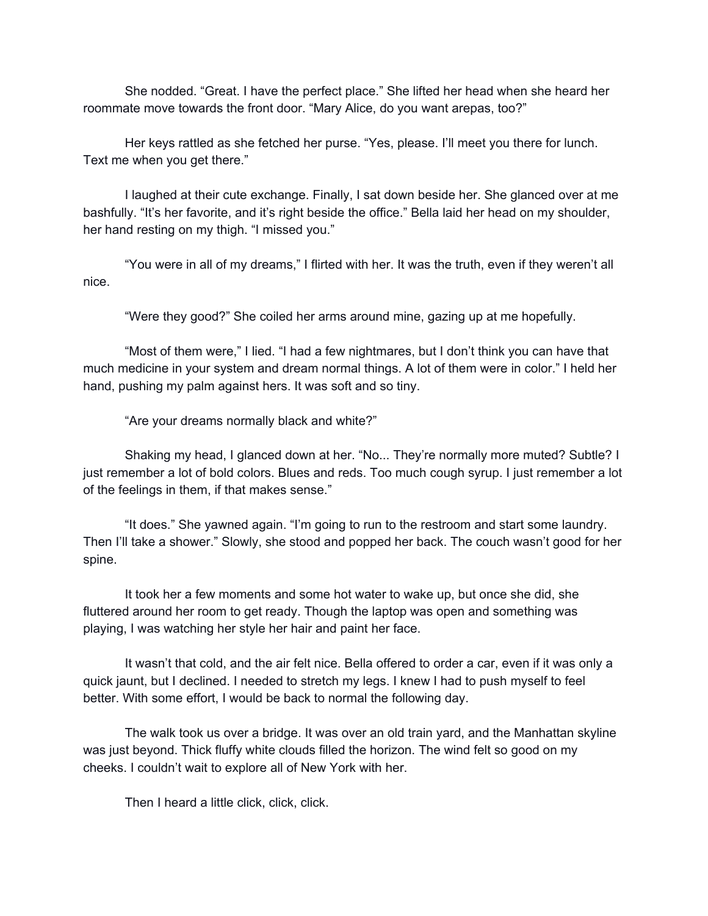She nodded. “Great. I have the perfect place.” She lifted her head when she heard her roommate move towards the front door. “Mary Alice, do you want arepas, too?”

Her keys rattled as she fetched her purse. “Yes, please. I’ll meet you there for lunch. Text me when you get there.”

I laughed at their cute exchange. Finally, I sat down beside her. She glanced over at me bashfully. “It’s her favorite, and it’s right beside the office.” Bella laid her head on my shoulder, her hand resting on my thigh. “I missed you.”

“You were in all of my dreams,” I flirted with her. It was the truth, even if they weren’t all nice.

“Were they good?” She coiled her arms around mine, gazing up at me hopefully.

“Most of them were,” I lied. “I had a few nightmares, but I don’t think you can have that much medicine in your system and dream normal things. A lot of them were in color.” I held her hand, pushing my palm against hers. It was soft and so tiny.

“Are your dreams normally black and white?”

Shaking my head, I glanced down at her. “No... They’re normally more muted? Subtle? I just remember a lot of bold colors. Blues and reds. Too much cough syrup. I just remember a lot of the feelings in them, if that makes sense.”

“It does.” She yawned again. “I’m going to run to the restroom and start some laundry. Then I’ll take a shower.” Slowly, she stood and popped her back. The couch wasn’t good for her spine.

It took her a few moments and some hot water to wake up, but once she did, she fluttered around her room to get ready. Though the laptop was open and something was playing, I was watching her style her hair and paint her face.

It wasn’t that cold, and the air felt nice. Bella offered to order a car, even if it was only a quick jaunt, but I declined. I needed to stretch my legs. I knew I had to push myself to feel better. With some effort, I would be back to normal the following day.

The walk took us over a bridge. It was over an old train yard, and the Manhattan skyline was just beyond. Thick fluffy white clouds filled the horizon. The wind felt so good on my cheeks. I couldn’t wait to explore all of New York with her.

Then I heard a little click, click, click.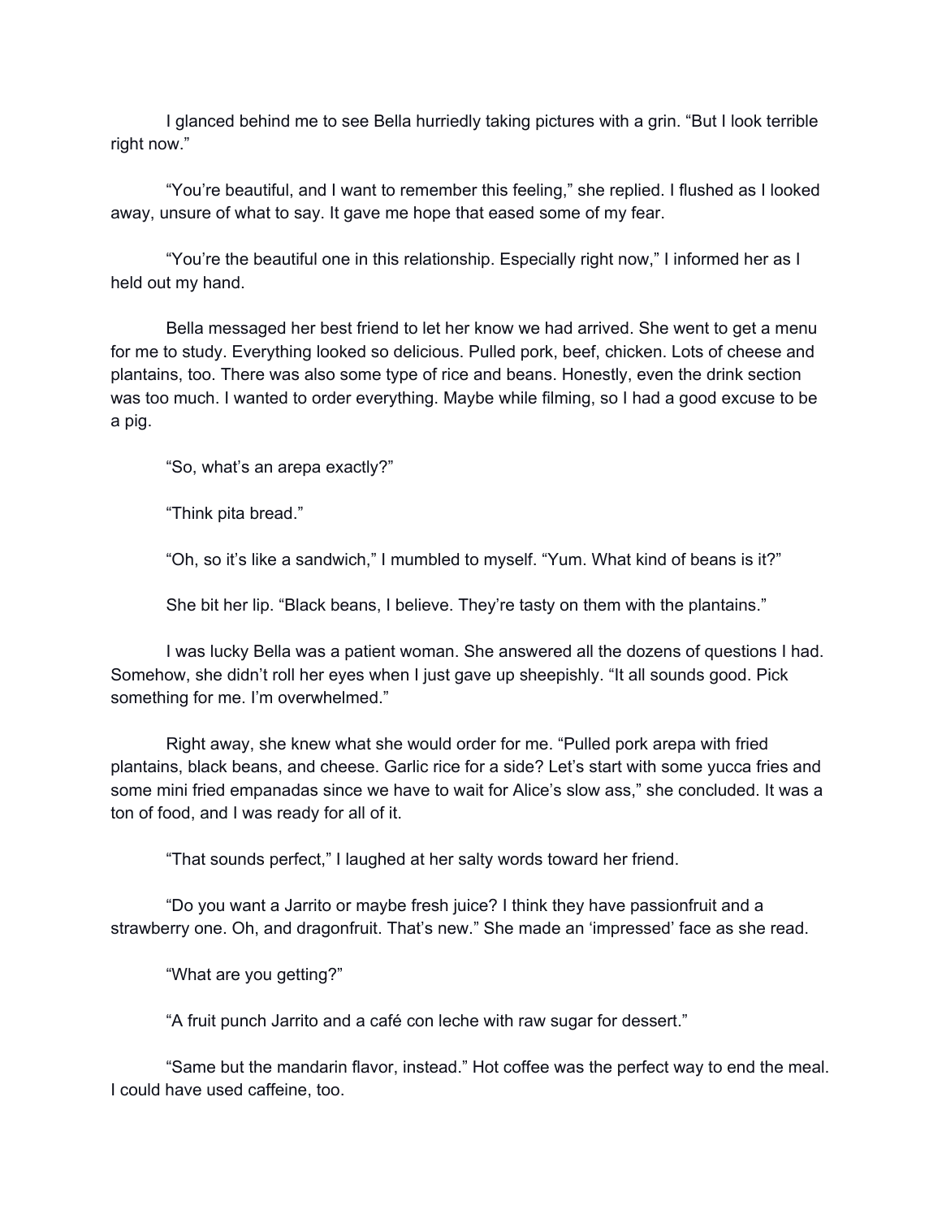I glanced behind me to see Bella hurriedly taking pictures with a grin. "But I look terrible right now."

"You're beautiful, and I want to remember this feeling," she replied. I flushed as I looked away, unsure of what to say. It gave me hope that eased some of my fear.

"You're the beautiful one in this relationship. Especially right now," I informed her as I held out my hand.

Bella messaged her best friend to let her know we had arrived. She went to get a menu for me to study. Everything looked so delicious. Pulled pork, beef, chicken. Lots of cheese and plantains, too. There was also some type of rice and beans. Honestly, even the drink section was too much. I wanted to order everything. Maybe while filming, so I had a good excuse to be a pig.

"So, what's an arepa exactly?"

"Think pita bread."

"Oh, so it's like a sandwich," I mumbled to myself. "Yum. What kind of beans is it?"

She bit her lip. "Black beans, I believe. They're tasty on them with the plantains."

I was lucky Bella was a patient woman. She answered all the dozens of questions I had. Somehow, she didn't roll her eyes when I just gave up sheepishly. "It all sounds good. Pick something for me. I'm overwhelmed."

Right away, she knew what she would order for me. "Pulled pork arepa with fried plantains, black beans, and cheese. Garlic rice for a side? Let's start with some yucca fries and some mini fried empanadas since we have to wait for Alice's slow ass," she concluded. It was a ton of food, and I was ready for all of it.

"That sounds perfect," I laughed at her salty words toward her friend.

"Do you want a Jarrito or maybe fresh juice? I think they have passionfruit and a strawberry one. Oh, and dragonfruit. That's new." She made an 'impressed' face as she read.

"What are you getting?"

"A fruit punch Jarrito and a café con leche with raw sugar for dessert."

"Same but the mandarin flavor, instead." Hot coffee was the perfect way to end the meal. I could have used caffeine, too.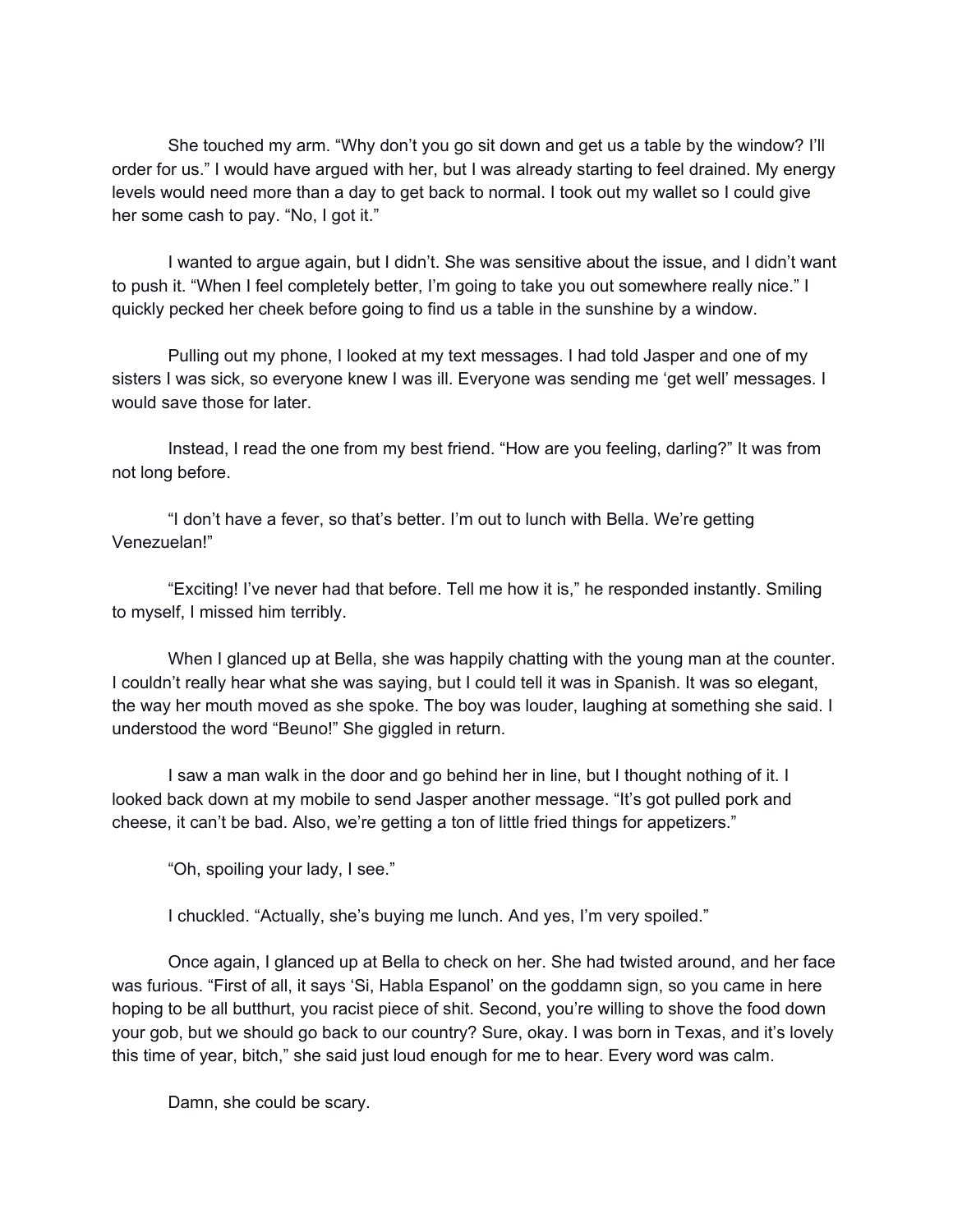She touched my arm. "Why don't you go sit down and get us a table by the window? I'll order for us." I would have argued with her, but I was already starting to feel drained. My energy levels would need more than a day to get back to normal. I took out my wallet so I could give her some cash to pay. "No, I got it."

I wanted to argue again, but I didn't. She was sensitive about the issue, and I didn't want to push it. "When I feel completely better, I'm going to take you out somewhere really nice." I quickly pecked her cheek before going to find us a table in the sunshine by a window.

Pulling out my phone, I looked at my text messages. I had told Jasper and one of my sisters I was sick, so everyone knew I was ill. Everyone was sending me 'get well' messages. I would save those for later.

Instead, I read the one from my best friend. "How are you feeling, darling?" It was from not long before.

"I don't have a fever, so that's better. I'm out to lunch with Bella. We're getting Venezuelan!"

"Exciting! I've never had that before. Tell me how it is," he responded instantly. Smiling to myself, I missed him terribly.

When I glanced up at Bella, she was happily chatting with the young man at the counter. I couldn't really hear what she was saying, but I could tell it was in Spanish. It was so elegant, the way her mouth moved as she spoke. The boy was louder, laughing at something she said. I understood the word "Beuno!" She giggled in return.

I saw a man walk in the door and go behind her in line, but I thought nothing of it. I looked back down at my mobile to send Jasper another message. "It's got pulled pork and cheese, it can't be bad. Also, we're getting a ton of little fried things for appetizers."

"Oh, spoiling your lady, I see."

I chuckled. "Actually, she's buying me lunch. And yes, I'm very spoiled."

Once again, I glanced up at Bella to check on her. She had twisted around, and her face was furious. "First of all, it says 'Si, Habla Espanol' on the goddamn sign, so you came in here hoping to be all butthurt, you racist piece of shit. Second, you're willing to shove the food down your gob, but we should go back to our country? Sure, okay. I was born in Texas, and it's lovely this time of year, bitch," she said just loud enough for me to hear. Every word was calm.

Damn, she could be scary.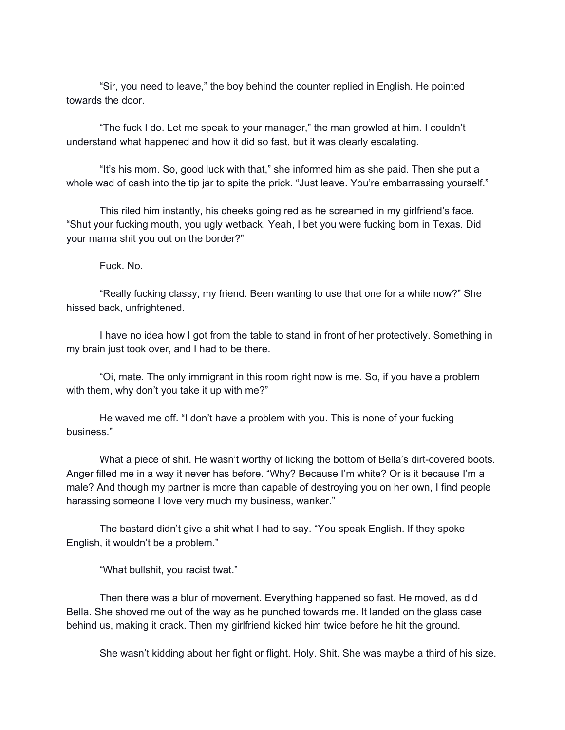"Sir, you need to leave," the boy behind the counter replied in English. He pointed towards the door.

"The fuck I do. Let me speak to your manager," the man growled at him. I couldn't understand what happened and how it did so fast, but it was clearly escalating.

"It's his mom. So, good luck with that," she informed him as she paid. Then she put a whole wad of cash into the tip jar to spite the prick. "Just leave. You're embarrassing yourself."

This riled him instantly, his cheeks going red as he screamed in my girlfriend's face. "Shut your fucking mouth, you ugly wetback. Yeah, I bet you were fucking born in Texas. Did your mama shit you out on the border?"

Fuck. No.

"Really fucking classy, my friend. Been wanting to use that one for a while now?" She hissed back, unfrightened.

I have no idea how I got from the table to stand in front of her protectively. Something in my brain just took over, and I had to be there.

"Oi, mate. The only immigrant in this room right now is me. So, if you have a problem with them, why don't you take it up with me?"

He waved me off. "I don't have a problem with you. This is none of your fucking business."

What a piece of shit. He wasn't worthy of licking the bottom of Bella's dirt-covered boots. Anger filled me in a way it never has before. "Why? Because I'm white? Or is it because I'm a male? And though my partner is more than capable of destroying you on her own, I find people harassing someone I love very much my business, wanker."

The bastard didn't give a shit what I had to say. "You speak English. If they spoke English, it wouldn't be a problem."

"What bullshit, you racist twat."

Then there was a blur of movement. Everything happened so fast. He moved, as did Bella. She shoved me out of the way as he punched towards me. It landed on the glass case behind us, making it crack. Then my girlfriend kicked him twice before he hit the ground.

She wasn't kidding about her fight or flight. Holy. Shit. She was maybe a third of his size.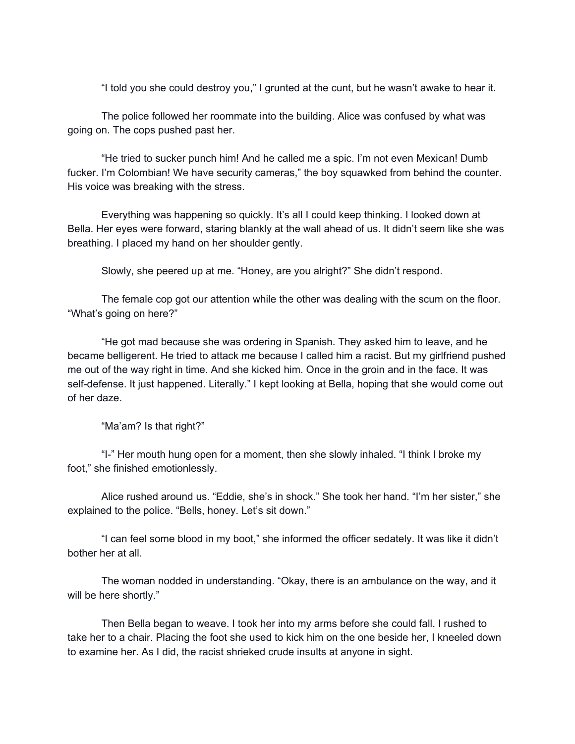"I told you she could destroy you," I grunted at the cunt, but he wasn't awake to hear it.

The police followed her roommate into the building. Alice was confused by what was going on. The cops pushed past her.

"He tried to sucker punch him! And he called me a spic. I'm not even Mexican! Dumb fucker. I'm Colombian! We have security cameras," the boy squawked from behind the counter. His voice was breaking with the stress.

Everything was happening so quickly. It's all I could keep thinking. I looked down at Bella. Her eyes were forward, staring blankly at the wall ahead of us. It didn't seem like she was breathing. I placed my hand on her shoulder gently.

Slowly, she peered up at me. "Honey, are you alright?" She didn't respond.

The female cop got our attention while the other was dealing with the scum on the floor. "What's going on here?"

"He got mad because she was ordering in Spanish. They asked him to leave, and he became belligerent. He tried to attack me because I called him a racist. But my girlfriend pushed me out of the way right in time. And she kicked him. Once in the groin and in the face. It was self-defense. It just happened. Literally." I kept looking at Bella, hoping that she would come out of her daze.

"Ma'am? Is that right?"

"I-" Her mouth hung open for a moment, then she slowly inhaled. "I think I broke my foot," she finished emotionlessly.

Alice rushed around us. "Eddie, she's in shock." She took her hand. "I'm her sister," she explained to the police. "Bells, honey. Let's sit down."

"I can feel some blood in my boot," she informed the officer sedately. It was like it didn't bother her at all.

The woman nodded in understanding. "Okay, there is an ambulance on the way, and it will be here shortly."

Then Bella began to weave. I took her into my arms before she could fall. I rushed to take her to a chair. Placing the foot she used to kick him on the one beside her, I kneeled down to examine her. As I did, the racist shrieked crude insults at anyone in sight.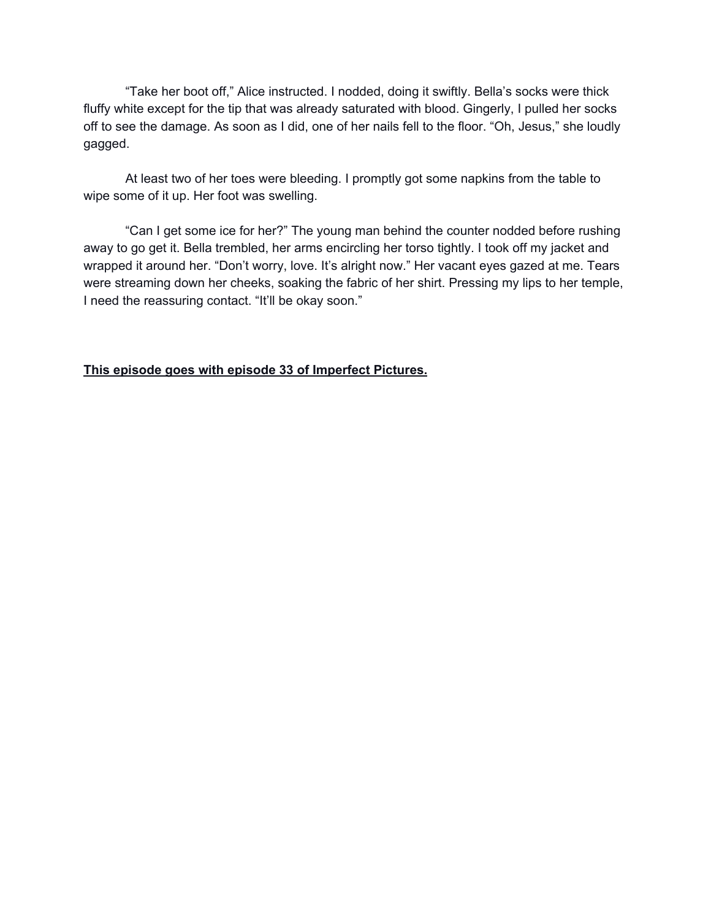"Take her boot off," Alice instructed. I nodded, doing it swiftly. Bella's socks were thick fluffy white except for the tip that was already saturated with blood. Gingerly, I pulled her socks off to see the damage. As soon as I did, one of her nails fell to the floor. "Oh, Jesus," she loudly gagged.

At least two of her toes were bleeding. I promptly got some napkins from the table to wipe some of it up. Her foot was swelling.

"Can I get some ice for her?" The young man behind the counter nodded before rushing away to go get it. Bella trembled, her arms encircling her torso tightly. I took off my jacket and wrapped it around her. "Don't worry, love. It's alright now." Her vacant eyes gazed at me. Tears were streaming down her cheeks, soaking the fabric of her shirt. Pressing my lips to her temple, I need the reassuring contact. "It'll be okay soon."

**This episode goes with episode 33 of Imperfect Pictures.**